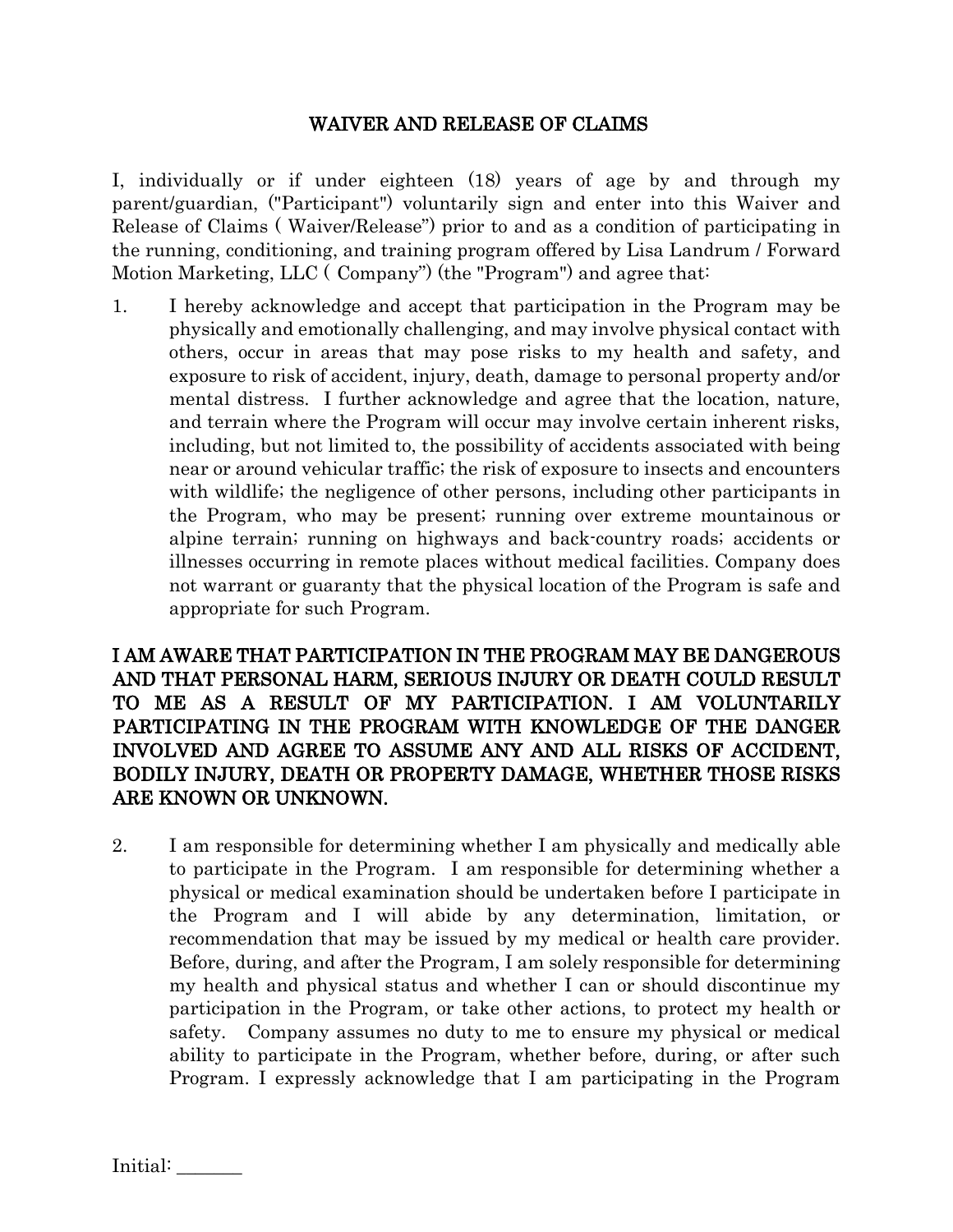# WAIVER AND RELEASE OF CLAIMS

I, individually or if under eighteen (18) years of age by and through my parent/guardian, ("Participant") voluntarily sign and enter into this Waiver and Release of Claims ( Waiver/Release") prior to and as a condition of participating in the running, conditioning, and training program offered by Lisa Landrum / Forward Motion Marketing, LLC ( Company") (the "Program") and agree that:

1. I hereby acknowledge and accept that participation in the Program may be physically and emotionally challenging, and may involve physical contact with others, occur in areas that may pose risks to my health and safety, and exposure to risk of accident, injury, death, damage to personal property and/or mental distress. I further acknowledge and agree that the location, nature, and terrain where the Program will occur may involve certain inherent risks, including, but not limited to, the possibility of accidents associated with being near or around vehicular traffic; the risk of exposure to insects and encounters with wildlife; the negligence of other persons, including other participants in the Program, who may be present; running over extreme mountainous or alpine terrain; running on highways and back-country roads; accidents or illnesses occurring in remote places without medical facilities. Company does not warrant or guaranty that the physical location of the Program is safe and appropriate for such Program.

**I AM AWARE THAT PARTICIPATION IN THE PROGRAM MAY BE DANGEROUS AND THAT PERSONAL HARM, SERIOUS INJURY OR DEATH COULD RESULT TO ME AS A RESULT OF MY PARTICIPATION. I AM VOLUNTARILY PARTICIPATING IN THE PROGRAM WITH KNOWLEDGE OF THE DANGER INVOLVED AND AGREE TO ASSUME ANY AND ALL RISKS OF ACCIDENT, BODILY INJURY, DEATH OR PROPERTY DAMAGE, WHETHER THOSE RISKS ARE KNOWN OR UNKNOWN.**

2. I am responsible for determining whether I am physically and medically able to participate in the Program. I am responsible for determining whether a physical or medical examination should be undertaken before I participate in the Program and I will abide by any determination, limitation, or recommendation that may be issued by my medical or health care provider. Before, during, and after the Program, I am solely responsible for determining my health and physical status and whether I can or should discontinue my participation in the Program, or take other actions, to protect my health or safety. Company assumes no duty to me to ensure my physical or medical ability to participate in the Program, whether before, during, or after such Program. I expressly acknowledge that I am participating in the Program

Initial: _______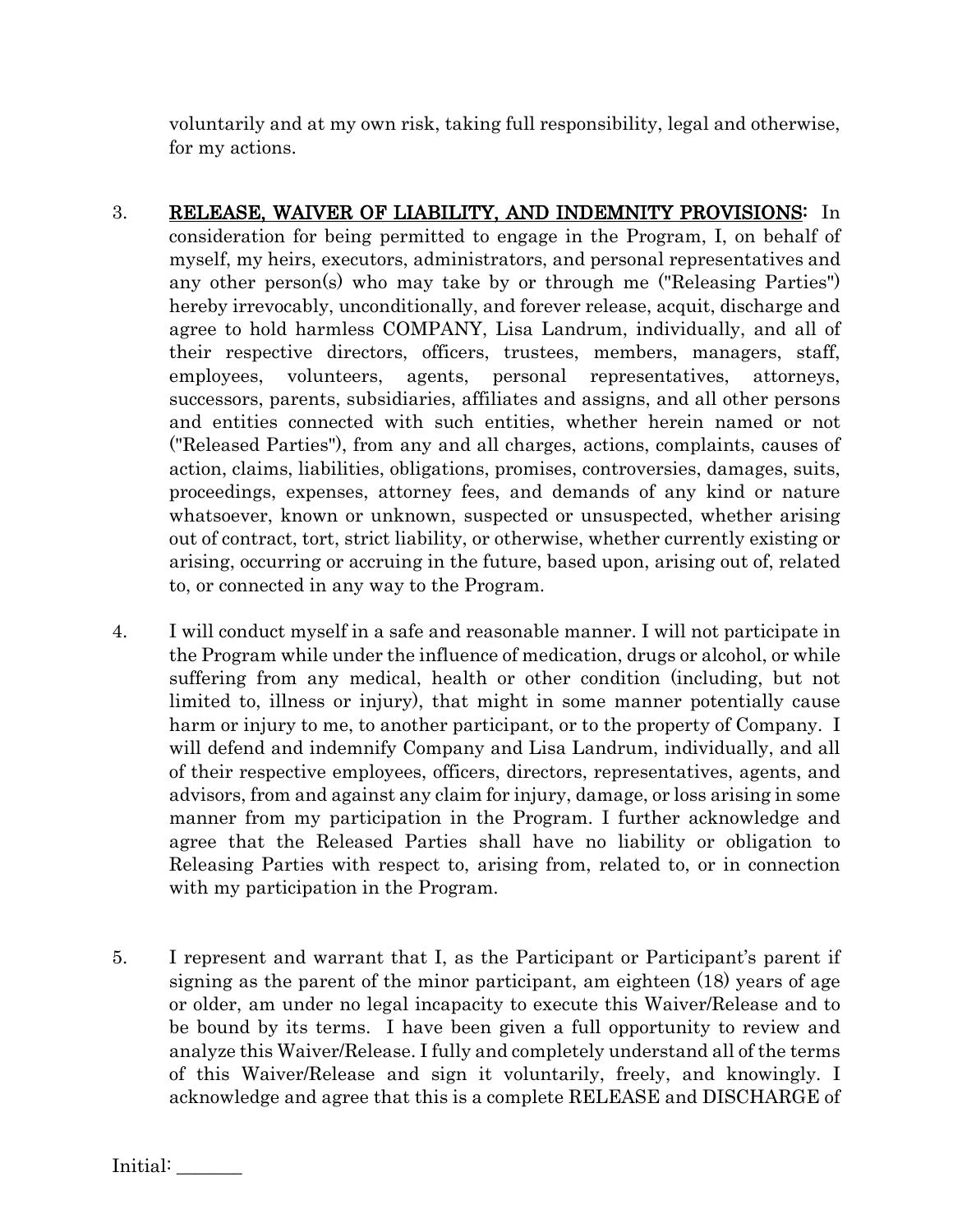voluntarily and at my own risk, taking full responsibility, legal and otherwise, for my actions.

3. <u>**RELEASE, WAIVER OF LIABILITY, AND INDEMNITY PROVISIONS**</u>: In consideration for being permitted to engage in the Program, I, on behalf of myself, my heirs, executors, administrators, and personal representatives and any other person(s) who may take by or through me ("Releasing Parties") hereby irrevocably, unconditionally, and forever release, acquit, discharge and agree to hold harmless COMPANY, Lisa Landrum, individually, and all of their respective directors, officers, trustees, members, managers, staff, employees, volunteers, agents, personal representatives, attorneys, successors, parents, subsidiaries, affiliates and assigns, and all other persons and entities connected with such entities, whether herein named or not ("Released Parties"), from any and all charges, actions, complaints, causes of action, claims, liabilities, obligations, promises, controversies, damages, suits, proceedings, expenses, attorney fees, and demands of any kind or nature whatsoever, known or unknown, suspected or unsuspected, whether arising out of contract, tort, strict liability, or otherwise, whether currently existing or arising, occurring or accruing in the future, based upon, arising out of, related to, or connected in any way to the Program.

4. I will conduct myself in a safe and reasonable manner. I will not participate in the Program while under the influence of medication, drugs or alcohol, or while suffering from any medical, health or other condition (including, but not limited to, illness or injury), that might in some manner potentially cause harm or injury to me, to another participant, or to the property of Company. I will defend and indemnify Company and Lisa Landrum, individually, and all of their respective employees, officers, directors, representatives, agents, and advisors, from and against any claim for injury, damage, or loss arising in some manner from my participation in the Program. I further acknowledge and agree that the Released Parties shall have no liability or obligation to Releasing Parties with respect to, arising from, related to, or in connection with my participation in the Program.

5. I represent and warrant that I, as the Participant or Participant's parent if signing as the parent of the minor participant, am eighteen (18) years of age or older, am under no legal incapacity to execute this Waiver/Release and to be bound by its terms. I have been given a full opportunity to review and analyze this Waiver/Release. I fully and completely understand all of the terms of this Waiver/Release and sign it voluntarily, freely, and knowingly. I acknowledge and agree that this is a complete RELEASE and DISCHARGE of

Initial: _______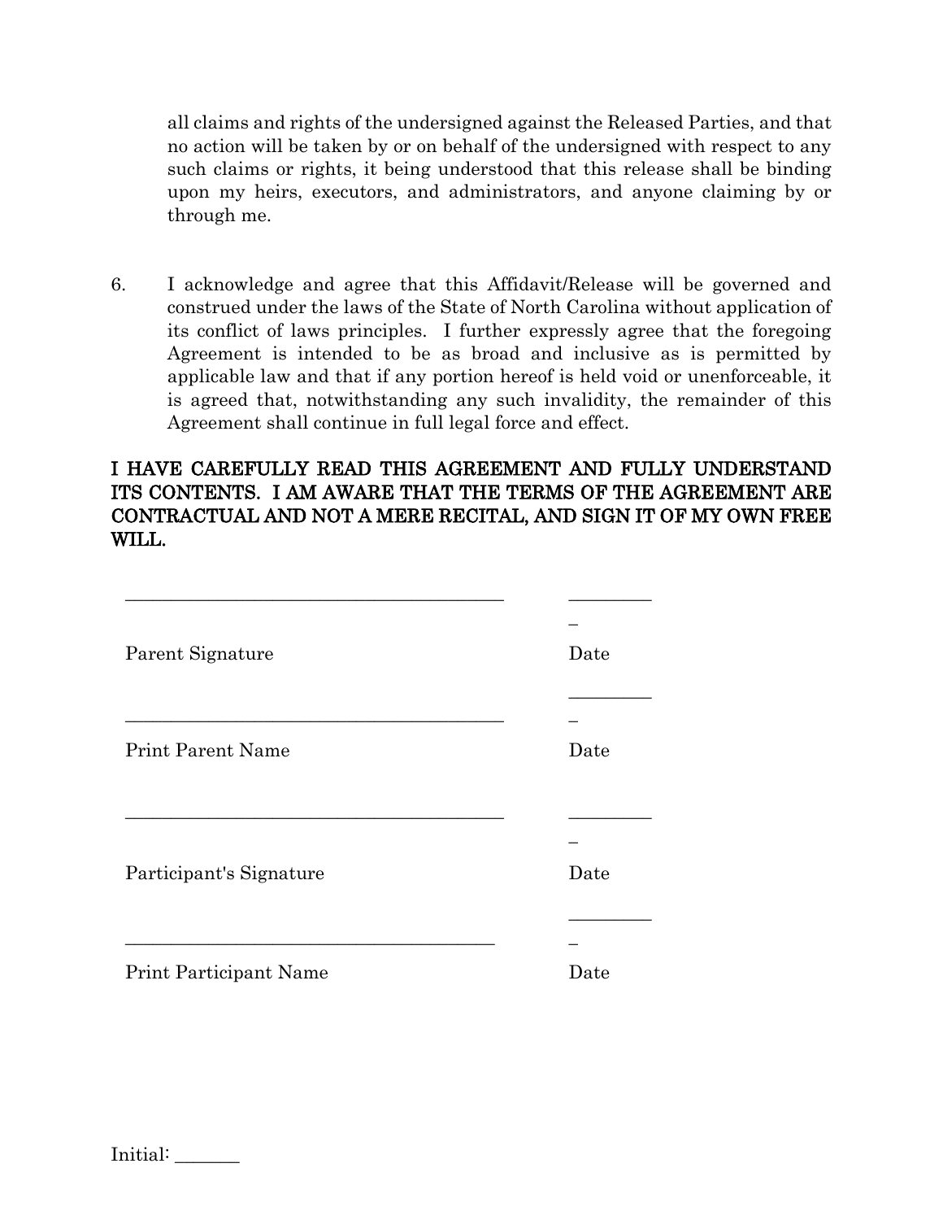all claims and rights of the undersigned against the Released Parties, and that no action will be taken by or on behalf of the undersigned with respect to any such claims or rights, it being understood that this release shall be binding upon my heirs, executors, and administrators, and anyone claiming by or through me.

6. I acknowledge and agree that this Affidavit/Release will be governed and construed under the laws of the State of North Carolina without application of its conflict of laws principles. I further expressly agree that the foregoing Agreement is intended to be as broad and inclusive as is permitted by applicable law and that if any portion hereof is held void or unenforceable, it is agreed that, notwithstanding any such invalidity, the remainder of this Agreement shall continue in full legal force and effect.

**I HAVE CAREFULLY READ THIS AGREEMENT AND FULLY UNDERSTAND ITS CONTENTS. I AM AWARE THAT THE TERMS OF THE AGREEMENT ARE CONTRACTUAL AND NOT A MERE RECITAL, AND SIGN IT OF MY OWN FREE WILL.**

________________________________________ __________

Parent Signature Date

________________________________________ __________

Print Parent Name Date

________________________________________ __________

Participant's Signature Date

________________________________________ __________

Print Participant Name Date

Initial: _______